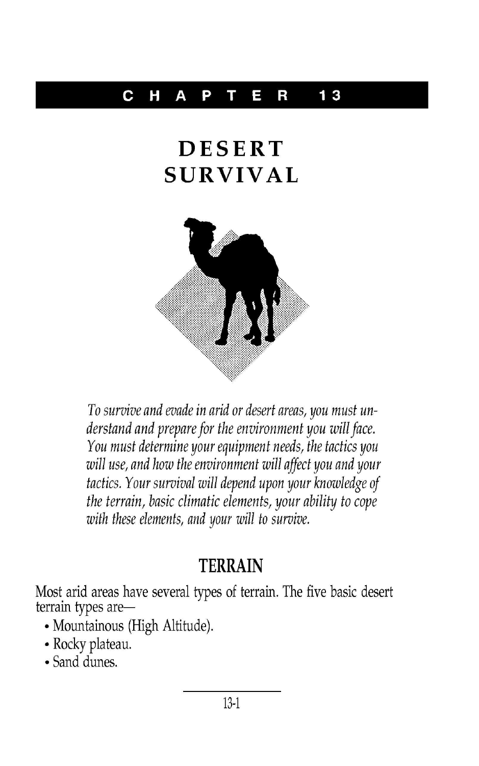# CHAPTER 13

# DESERT SURVIVAL

*To survive and evade in arid or desert areas, you must understand and prepare for the environment you will face. You must determine your equipment needs, the tactics you will use, and how the environment will affect you and your tactics. Your survival will depend upon your knowledge of the terrain, basic climatic elements, your ability to cope with these elements, and your will to survive.*

## TERRAIN

Most arid areas have several types of terrain. The five basic desert terrain types are—

- Mountainous (High Altitude).
- Rocky plateau.
- Sand dunes.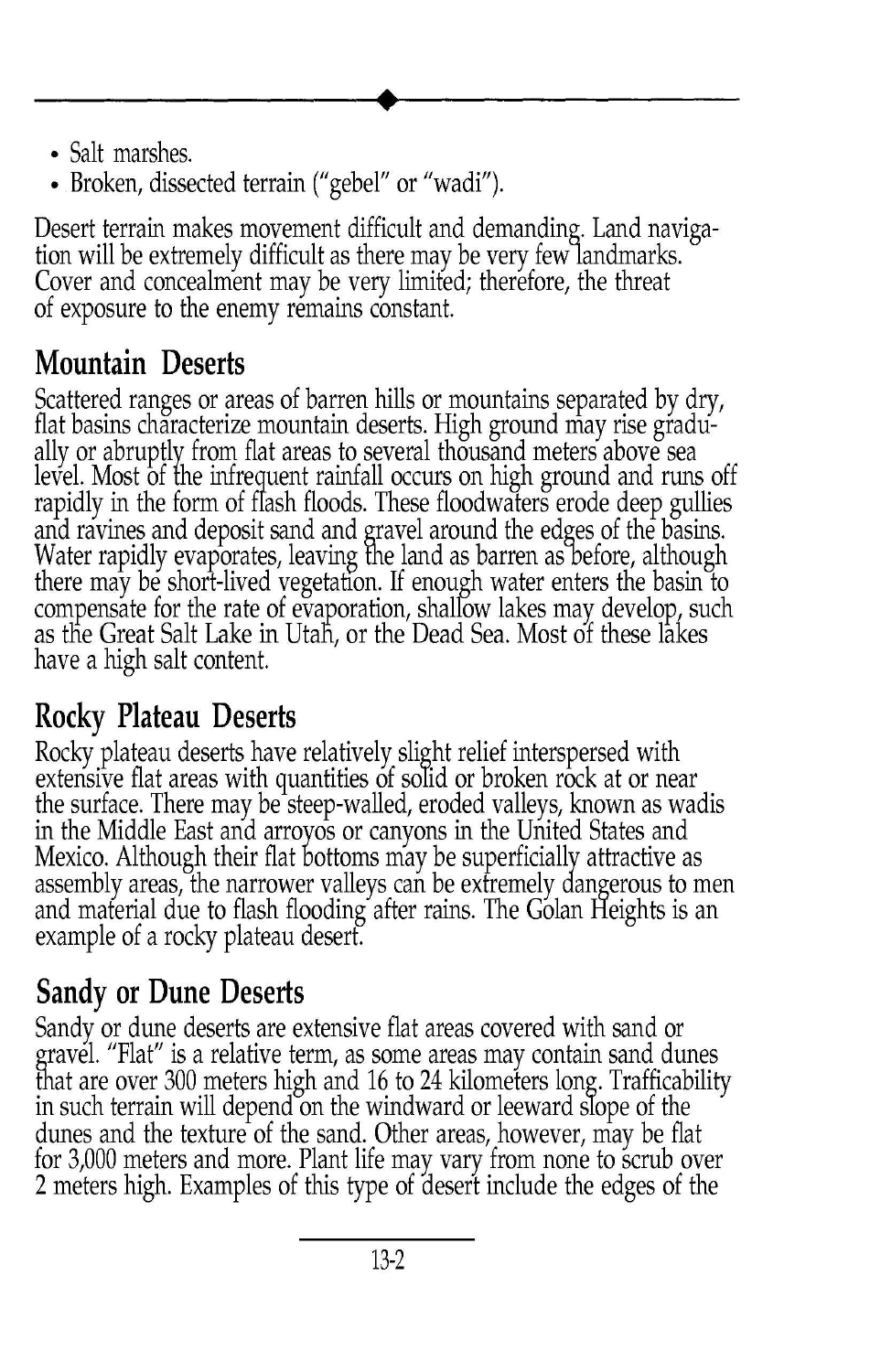- Salt marshes.
- Broken, dissected terrain ("gebel" or "wadi").

Desert terrain makes movement difficult and demanding. Land navigation will be extremely difficult as there may be very few landmarks. Cover and concealment may be very limited; therefore, the threat of exposure to the enemy remains constant.

## Mountain Deserts

Scattered ranges or areas of barren hills or mountains separated by dry, flat basins characterize mountain deserts. High ground may rise gradually or abruptly from flat areas to several thousand meters above sea level. Most of the infrequent rainfall occurs on high ground and runs off rapidly in the form of flash floods. These floodwaters erode deep gullies and ravines and deposit sand and gravel around the edges of the basins. Water rapidly evaporates, leaving the land as barren as before, although there may be short-lived vegetation. If enough water enters the basin to compensate for the rate of evaporation, shallow lakes may develop, such as the Great Salt Lake in Utah, or the Dead Sea. Most of these lakes have a high salt content.

## Rocky Plateau Deserts

Rocky plateau deserts have relatively slight relief interspersed with extensive flat areas with quantities of solid or broken rock at or near the surface. There may be steep-walled, eroded valleys, known as wadis in the Middle East and arroyos or canyons in the United States and Mexico. Although their flat bottoms may be superficially attractive as assembly areas, the narrower valleys can be extremely dangerous to men and material due to flash flooding after rains. The Golan Heights is an example of a rocky plateau desert.

## Sandy or Dune Deserts

Sandy or dune deserts are extensive flat areas covered with sand or gravel. "Flat" is a relative term, as some areas may contain sand dunes that are over 300 meters high and 16 to 24 kilometers long. Trafficability in such terrain will depend on the windward or leeward slope of the dunes and the texture of the sand. Other areas, however, may be flat for 3,000 meters and more. Plant life may vary from none to scrub over 2 meters high. Examples of this type of desert include the edges of the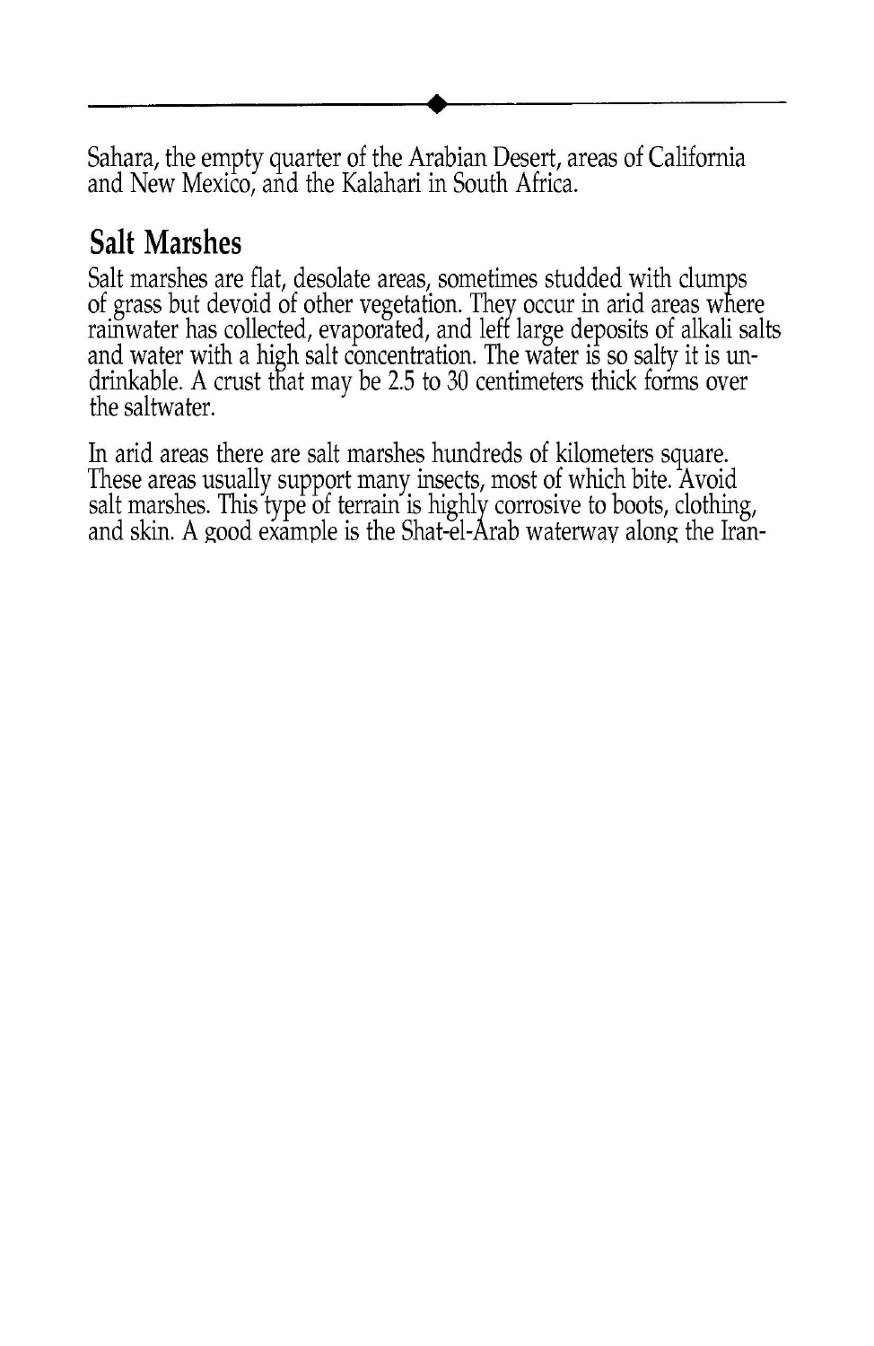Sahara, the empty quarter of the Arabian Desert, areas of California and New Mexico, and the Kalahari in South Africa.

## Salt Marshes

Salt marshes are flat, desolate areas, sometimes studded with clumps of grass but devoid of other vegetation. They occur in arid areas where rainwater has collected, evaporated, and left large deposits of alkali salts and water with a high salt concentration. The water is so salty it is undrinkable. A crust that may be 2.5 to 30 centimeters thick forms over the saltwater.

In arid areas there are salt marshes hundreds of kilometers square. These areas usually support many insects, most of which bite. Avoid salt marshes. This type of terrain is highly corrosive to boots, clothing, and skin. A good example is the Shat-el-Arab waterway along the Iran-